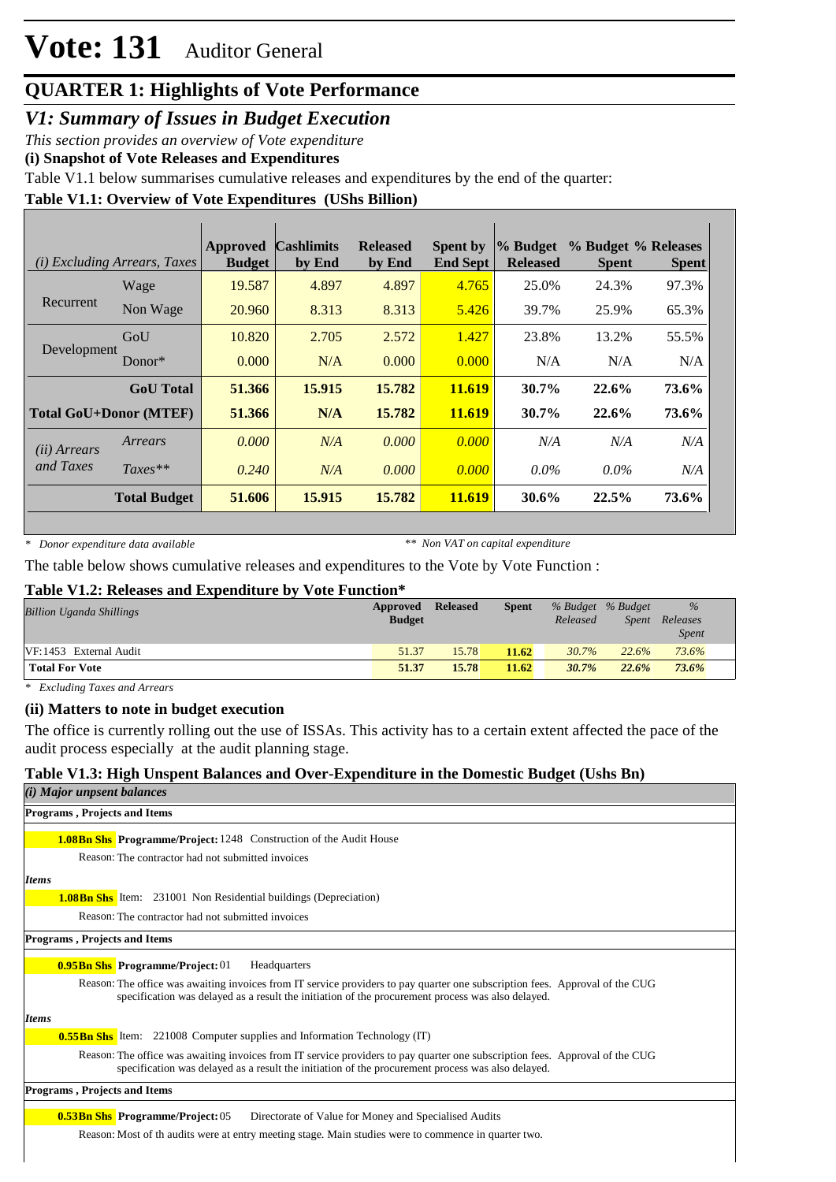# Vote: 131 Auditor General

## QUARTER 1: Highlights of Vote Performance

### *V1: Summary of Issues in Budget Execution*

*This section provides an overview of Vote expenditure*

**(i) Snapshot of Vote Releases and Expenditures**

Table V1.1 below summarises cumulative releases and expenditures by the end of the quarter:

**Table V1.1: Overview of Vote Expenditures (UShs Billion)**

| *(i) Excluding Arrears, Taxes* | | Approved Budget | Cashlimits by End | Released by End | Spent by End Sept | % Budget Released | % Budget Spent | % Releases Spent |
|---|---|---|---|---|---|---|---|---|
| Recurrent | Wage | 19.587 | 4.897 | 4.897 | 4.765 | 25.0% | 24.3% | 97.3% |
| | Non Wage | 20.960 | 8.313 | 8.313 | 5.426 | 39.7% | 25.9% | 65.3% |
| Development | GoU | 10.820 | 2.705 | 2.572 | 1.427 | 23.8% | 13.2% | 55.5% |
| | Donor* | 0.000 | N/A | 0.000 | 0.000 | N/A | N/A | N/A |
| | **GoU Total** | **51.366** | **15.915** | **15.782** | **11.619** | **30.7%** | **22.6%** | **73.6%** |
| **Total GoU+Donor (MTEF)** | | **51.366** | **N/A** | **15.782** | **11.619** | **30.7%** | **22.6%** | **73.6%** |
| *(ii) Arrears and Taxes* | *Arrears* | *0.000* | *N/A* | *0.000* | *0.000* | *N/A* | *N/A* | *N/A* |
| | *Taxes*** | *0.240* | *N/A* | *0.000* | *0.000* | *0.0%* | *0.0%* | *N/A* |
| | **Total Budget** | **51.606** | **15.915** | **15.782** | **11.619** | **30.6%** | **22.5%** | **73.6%** |

*\* Donor expenditure data available* *\*\* Non VAT on capital expenditure*

The table below shows cumulative releases and expenditures to the Vote by Vote Function :

**Table V1.2: Releases and Expenditure by Vote Function***

| *Billion Uganda Shillings* | Approved Budget | Released | Spent | *% Budget Released* | *% Budget Spent* | *% Releases Spent* |
|---|---|---|---|---|---|---|
| VF:1453 External Audit | 51.37 | 15.78 | 11.62 | *30.7%* | *22.6%* | *73.6%* |
| **Total For Vote** | **51.37** | **15.78** | **11.62** | ***30.7%*** | ***22.6%*** | ***73.6%*** |

*\* Excluding Taxes and Arrears*

**(ii) Matters to note in budget execution**

The office is currently rolling out the use of ISSAs. This activity has to a certain extent affected the pace of the audit process especially at the audit planning stage.

**Table V1.3: High Unspent Balances and Over-Expenditure in the Domestic Budget (Ushs Bn)**

***(i) Major unpsent balances***

**Programs , Projects and Items**

**1.08Bn Shs** **Programme/Project:** 1248 Construction of the Audit House

Reason: The contractor had not submitted invoices

***Items***

**1.08Bn Shs** Item: 231001 Non Residential buildings (Depreciation)

Reason: The contractor had not submitted invoices

**Programs , Projects and Items**

**0.95Bn Shs** **Programme/Project:** 01 Headquarters

Reason: The office was awaiting invoices from IT service providers to pay quarter one subscription fees. Approval of the CUG specification was delayed as a result the initiation of the procurement process was also delayed.

***Items***

**0.55Bn Shs** Item: 221008 Computer supplies and Information Technology (IT)

Reason: The office was awaiting invoices from IT service providers to pay quarter one subscription fees. Approval of the CUG specification was delayed as a result the initiation of the procurement process was also delayed.

**Programs , Projects and Items**

**0.53Bn Shs** **Programme/Project:** 05 Directorate of Value for Money and Specialised Audits

Reason: Most of th audits were at entry meeting stage. Main studies were to commence in quarter two.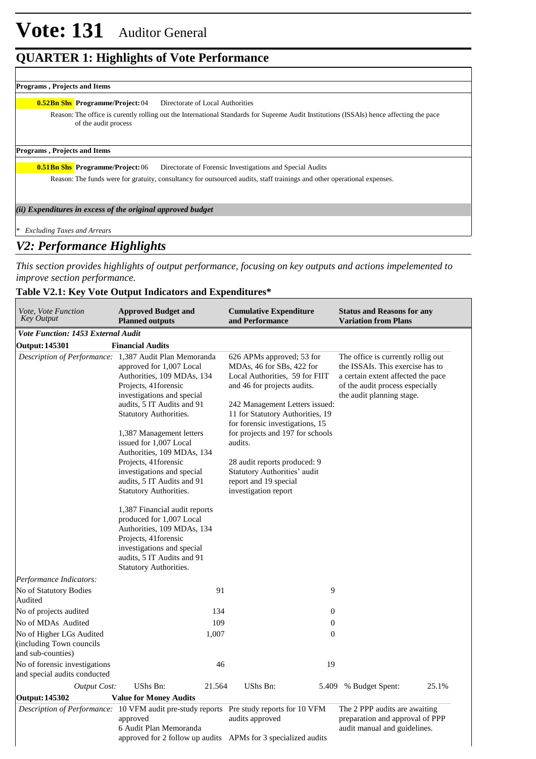# Vote: 131 Auditor General

## QUARTER 1: Highlights of Vote Performance

**Programs , Projects and Items**

**0.52Bn Shs** **Programme/Project:** 04 Directorate of Local Authorities

Reason: The office is curently rolling out the International Standards for Supreme Audit Institutions (ISSAIs) hence affecting the pace of the audit process

**Programs , Projects and Items**

**0.51Bn Shs** **Programme/Project:** 06 Directorate of Forensic Investigations and Special Audits

Reason: The funds were for gratuity, consultancy for outsourced audits, staff trainings and other operational expenses.

*(ii) Expenditures in excess of the original approved budget*

*\* Excluding Taxes and Arrears*

## *V2: Performance Highlights*

*This section provides highlights of output performance, focusing on key outputs and actions impelemented to improve section performance.*

### Table V2.1: Key Vote Output Indicators and Expenditures*

| *Vote, Vote Function Key Output* | **Approved Budget and Planned outputs** | **Cumulative Expenditure and Performance** | **Status and Reasons for any Variation from Plans** |
|---|---|---|---|
| ***Vote Function: 1453 External Audit*** | | | |
| **Output: 145301** | **Financial Audits** | | |
| *Description of Performance:* | 1,387 Audit Plan Memoranda approved for 1,007 Local Authorities, 109 MDAs, 134 Projects, 41forensic investigations and special audits, 5 IT Audits and 91 Statutory Authorities.<br><br>1,387 Management letters issued for 1,007 Local Authorities, 109 MDAs, 134 Projects, 41forensic investigations and special audits, 5 IT Audits and 91 Statutory Authorities.<br><br>1,387 Financial audit reports produced for 1,007 Local Authorities, 109 MDAs, 134 Projects, 41forensic investigations and special audits, 5 IT Audits and 91 Statutory Authorities. | 626 APMs approved; 53 for MDAs, 46 for SBs, 422 for Local Authorities, 59 for FIIT and 46 for projects audits.<br><br>242 Management Letters issued: 11 for Statutory Authorities, 19 for forensic investigations, 15 for projects and 197 for schools audits.<br><br>28 audit reports produced: 9 Statutory Authorities' audit report and 19 special investigation report | The office is currently rollig out the ISSAIs. This exercise has to a certain extent affected the pace of the audit process especially the audit planning stage. |
| *Performance Indicators:* | | | |
| No of Statutory Bodies Audited | 91 | 9 | |
| No of projects audited | 134 | 0 | |
| No of MDAs Audited | 109 | 0 | |
| No of Higher LGs Audited (including Town councils and sub-counties) | 1,007 | 0 | |
| No of forensic investigations and special audits conducted | 46 | 19 | |
| *Output Cost:* | UShs Bn: 21.564 | UShs Bn: 5.409 | % Budget Spent: 25.1% |
| **Output: 145302** | **Value for Money Audits** | | |
| *Description of Performance:* | 10 VFM audit pre-study reports approved<br>6 Audit Plan Memoranda approved for 2 follow up audits | Pre study reports for 10 VFM audits approved<br>APMs for 3 specialized audits | The 2 PPP audits are awaiting preparation and approval of PPP audit manual and guidelines. |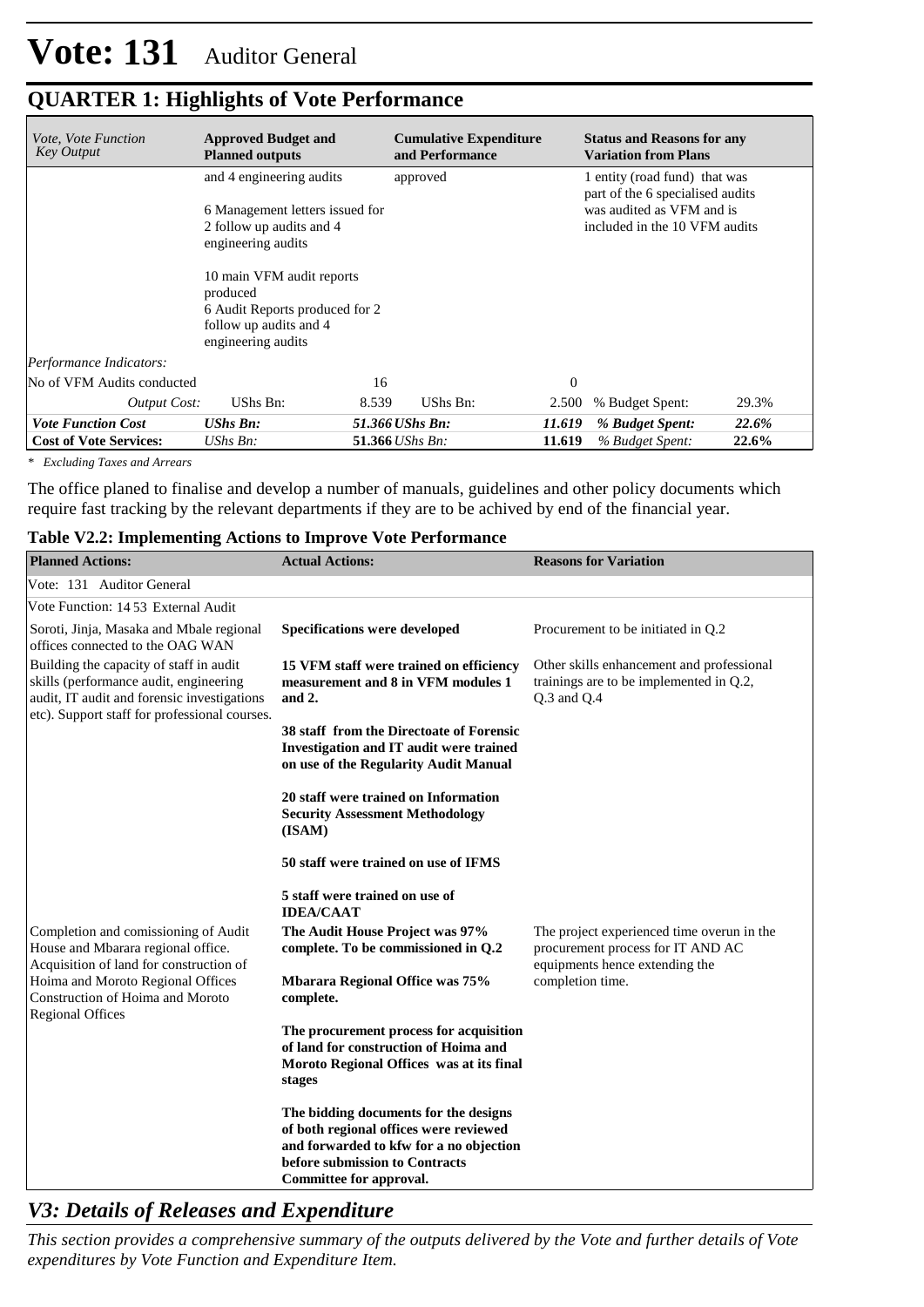# Vote: 131 Auditor General

## QUARTER 1: Highlights of Vote Performance

| *Vote, Vote Function Key Output* | **Approved Budget and Planned outputs** | | **Cumulative Expenditure and Performance** | | **Status and Reasons for any Variation from Plans** | |
|---|---|---|---|---|---|---|
| | and 4 engineering audits<br><br>6 Management letters issued for 2 follow up audits and 4 engineering audits<br><br>10 main VFM audit reports produced<br>6 Audit Reports produced for 2 follow up audits and 4 engineering audits | | approved | | 1 entity (road fund) that was part of the 6 specialised audits was audited as VFM and is included in the 10 VFM audits | |
| *Performance Indicators:* | | | | | | |
| No of VFM Audits conducted | | 16 | | 0 | | |
| *Output Cost:* | UShs Bn: | 8.539 | UShs Bn: | 2.500 | % Budget Spent: | 29.3% |
| ***Vote Function Cost*** | ***UShs Bn:*** | ***51.366*** | ***UShs Bn:*** | ***11.619*** | ***% Budget Spent:*** | ***22.6%*** |
| **Cost of Vote Services:** | *UShs Bn:* | **51.366** | *UShs Bn:* | **11.619** | *% Budget Spent:* | **22.6%** |

*\* Excluding Taxes and Arrears*

The office planed to finalise and develop a number of manuals, guidelines and other policy documents which require fast tracking by the relevant departments if they are to be achived by end of the financial year.

**Table V2.2: Implementing Actions to Improve Vote Performance**

| **Planned Actions:** | **Actual Actions:** | **Reasons for Variation** |
|---|---|---|
| Vote: 131 Auditor General | | |
| Vote Function: 14 53 External Audit | | |
| Soroti, Jinja, Masaka and Mbale regional offices connected to the OAG WAN | **Specifications were developed** | Procurement to be initiated in Q.2 |
| Building the capacity of staff in audit skills (performance audit, engineering audit, IT audit and forensic investigations etc). Support staff for professional courses. | **15 VFM staff were trained on efficiency measurement and 8 in VFM modules 1 and 2.**<br><br>**38 staff from the Directoate of Forensic Investigation and IT audit were trained on use of the Regularity Audit Manual**<br><br>**20 staff were trained on Information Security Assessment Methodology (ISAM)**<br><br>**50 staff were trained on use of IFMS**<br><br>**5 staff were trained on use of IDEA/CAAT** | Other skills enhancement and professional trainings are to be implemented in Q.2, Q.3 and Q.4 |
| Completion and comissioning of Audit House and Mbarara regional office. Acquisition of land for construction of Hoima and Moroto Regional Offices Construction of Hoima and Moroto Regional Offices | **The Audit House Project was 97% complete. To be commissioned in Q.2**<br><br>**Mbarara Regional Office was 75% complete.**<br><br>**The procurement process for acquisition of land for construction of Hoima and Moroto Regional Offices was at its final stages**<br><br>**The bidding documents for the designs of both regional offices were reviewed and forwarded to kfw for a no objection before submission to Contracts Committee for approval.** | The project experienced time overun in the procurement process for IT AND AC equipments hence extending the completion time. |

## *V3: Details of Releases and Expenditure*

*This section provides a comprehensive summary of the outputs delivered by the Vote and further details of Vote expenditures by Vote Function and Expenditure Item.*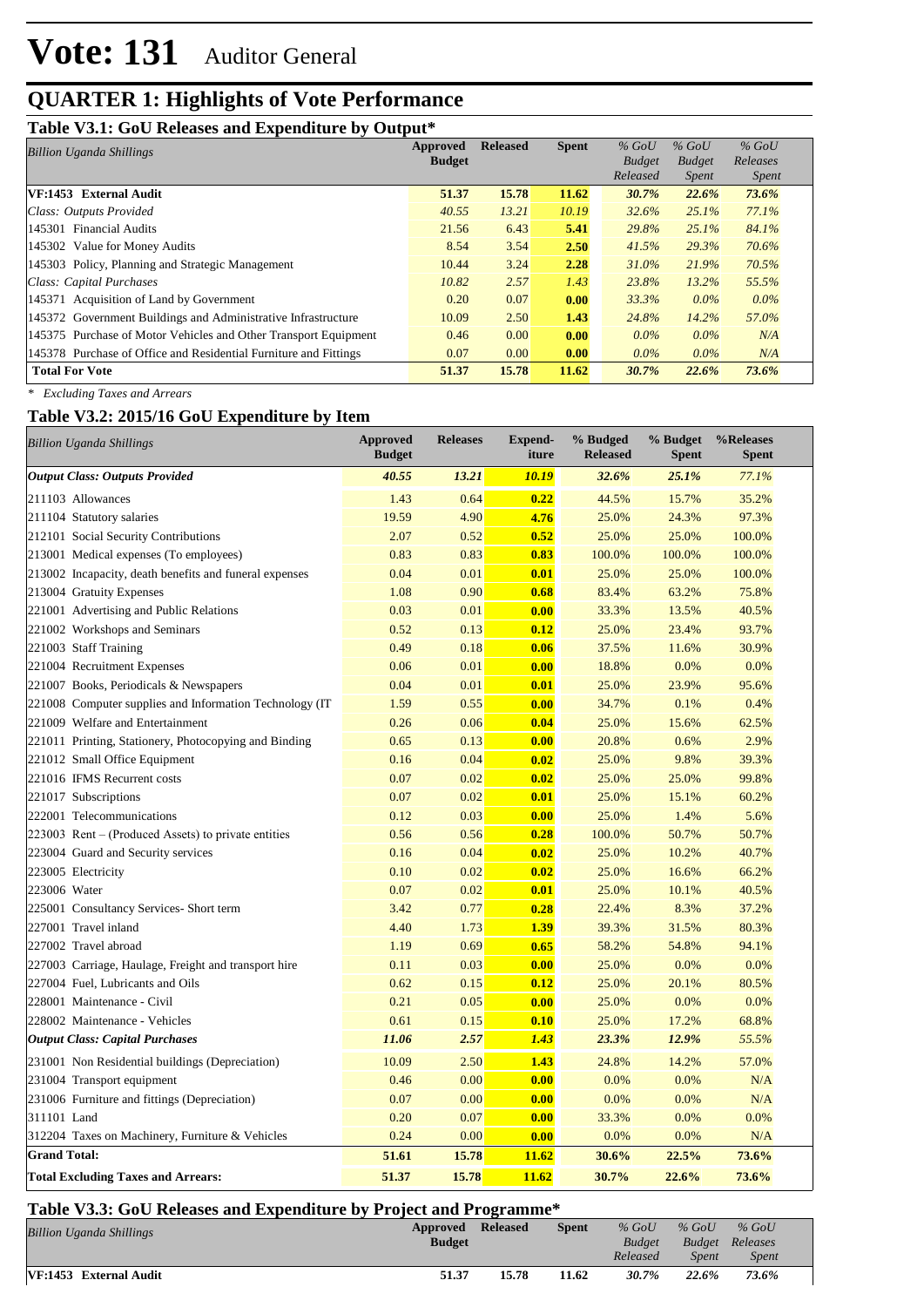# Vote: 131 Auditor General

## QUARTER 1: Highlights of Vote Performance

### Table V3.1: GoU Releases and Expenditure by Output*

| *Billion Uganda Shillings* | Approved Budget | Released | Spent | *% GoU Budget Released* | *% GoU Budget Spent* | *% GoU Releases Spent* |
|---|---|---|---|---|---|---|
| **VF:1453 External Audit** | **51.37** | **15.78** | **11.62** | ***30.7%*** | ***22.6%*** | ***73.6%*** |
| *Class: Outputs Provided* | *40.55* | *13.21* | *10.19* | *32.6%* | *25.1%* | *77.1%* |
| 145301 Financial Audits | 21.56 | 6.43 | **5.41** | *29.8%* | *25.1%* | *84.1%* |
| 145302 Value for Money Audits | 8.54 | 3.54 | **2.50** | *41.5%* | *29.3%* | *70.6%* |
| 145303 Policy, Planning and Strategic Management | 10.44 | 3.24 | **2.28** | *31.0%* | *21.9%* | *70.5%* |
| *Class: Capital Purchases* | *10.82* | *2.57* | *1.43* | *23.8%* | *13.2%* | *55.5%* |
| 145371 Acquisition of Land by Government | 0.20 | 0.07 | **0.00** | *33.3%* | *0.0%* | *0.0%* |
| 145372 Government Buildings and Administrative Infrastructure | 10.09 | 2.50 | **1.43** | *24.8%* | *14.2%* | *57.0%* |
| 145375 Purchase of Motor Vehicles and Other Transport Equipment | 0.46 | 0.00 | **0.00** | *0.0%* | *0.0%* | *N/A* |
| 145378 Purchase of Office and Residential Furniture and Fittings | 0.07 | 0.00 | **0.00** | *0.0%* | *0.0%* | *N/A* |
| **Total For Vote** | **51.37** | **15.78** | **11.62** | ***30.7%*** | ***22.6%*** | ***73.6%*** |

*\* Excluding Taxes and Arrears*

### Table V3.2: 2015/16 GoU Expenditure by Item

| *Billion Uganda Shillings* | Approved Budget | Releases | Expend-iture | % Budged Released | % Budget Spent | %Releases Spent |
|---|---|---|---|---|---|---|
| ***Output Class: Outputs Provided*** | ***40.55*** | ***13.21*** | ***10.19*** | ***32.6%*** | ***25.1%*** | ***77.1%*** |
| 211103 Allowances | 1.43 | 0.64 | **0.22** | 44.5% | 15.7% | 35.2% |
| 211104 Statutory salaries | 19.59 | 4.90 | **4.76** | 25.0% | 24.3% | 97.3% |
| 212101 Social Security Contributions | 2.07 | 0.52 | **0.52** | 25.0% | 25.0% | 100.0% |
| 213001 Medical expenses (To employees) | 0.83 | 0.83 | **0.83** | 100.0% | 100.0% | 100.0% |
| 213002 Incapacity, death benefits and funeral expenses | 0.04 | 0.01 | **0.01** | 25.0% | 25.0% | 100.0% |
| 213004 Gratuity Expenses | 1.08 | 0.90 | **0.68** | 83.4% | 63.2% | 75.8% |
| 221001 Advertising and Public Relations | 0.03 | 0.01 | **0.00** | 33.3% | 13.5% | 40.5% |
| 221002 Workshops and Seminars | 0.52 | 0.13 | **0.12** | 25.0% | 23.4% | 93.7% |
| 221003 Staff Training | 0.49 | 0.18 | **0.06** | 37.5% | 11.6% | 30.9% |
| 221004 Recruitment Expenses | 0.06 | 0.01 | **0.00** | 18.8% | 0.0% | 0.0% |
| 221007 Books, Periodicals & Newspapers | 0.04 | 0.01 | **0.01** | 25.0% | 23.9% | 95.6% |
| 221008 Computer supplies and Information Technology (IT | 1.59 | 0.55 | **0.00** | 34.7% | 0.1% | 0.4% |
| 221009 Welfare and Entertainment | 0.26 | 0.06 | **0.04** | 25.0% | 15.6% | 62.5% |
| 221011 Printing, Stationery, Photocopying and Binding | 0.65 | 0.13 | **0.00** | 20.8% | 0.6% | 2.9% |
| 221012 Small Office Equipment | 0.16 | 0.04 | **0.02** | 25.0% | 9.8% | 39.3% |
| 221016 IFMS Recurrent costs | 0.07 | 0.02 | **0.02** | 25.0% | 25.0% | 99.8% |
| 221017 Subscriptions | 0.07 | 0.02 | **0.01** | 25.0% | 15.1% | 60.2% |
| 222001 Telecommunications | 0.12 | 0.03 | **0.00** | 25.0% | 1.4% | 5.6% |
| 223003 Rent – (Produced Assets) to private entities | 0.56 | 0.56 | **0.28** | 100.0% | 50.7% | 50.7% |
| 223004 Guard and Security services | 0.16 | 0.04 | **0.02** | 25.0% | 10.2% | 40.7% |
| 223005 Electricity | 0.10 | 0.02 | **0.02** | 25.0% | 16.6% | 66.2% |
| 223006 Water | 0.07 | 0.02 | **0.01** | 25.0% | 10.1% | 40.5% |
| 225001 Consultancy Services- Short term | 3.42 | 0.77 | **0.28** | 22.4% | 8.3% | 37.2% |
| 227001 Travel inland | 4.40 | 1.73 | **1.39** | 39.3% | 31.5% | 80.3% |
| 227002 Travel abroad | 1.19 | 0.69 | **0.65** | 58.2% | 54.8% | 94.1% |
| 227003 Carriage, Haulage, Freight and transport hire | 0.11 | 0.03 | **0.00** | 25.0% | 0.0% | 0.0% |
| 227004 Fuel, Lubricants and Oils | 0.62 | 0.15 | **0.12** | 25.0% | 20.1% | 80.5% |
| 228001 Maintenance - Civil | 0.21 | 0.05 | **0.00** | 25.0% | 0.0% | 0.0% |
| 228002 Maintenance - Vehicles | 0.61 | 0.15 | **0.10** | 25.0% | 17.2% | 68.8% |
| ***Output Class: Capital Purchases*** | ***11.06*** | ***2.57*** | ***1.43*** | ***23.3%*** | ***12.9%*** | ***55.5%*** |
| 231001 Non Residential buildings (Depreciation) | 10.09 | 2.50 | **1.43** | 24.8% | 14.2% | 57.0% |
| 231004 Transport equipment | 0.46 | 0.00 | **0.00** | 0.0% | 0.0% | N/A |
| 231006 Furniture and fittings (Depreciation) | 0.07 | 0.00 | **0.00** | 0.0% | 0.0% | N/A |
| 311101 Land | 0.20 | 0.07 | **0.00** | 33.3% | 0.0% | 0.0% |
| 312204 Taxes on Machinery, Furniture & Vehicles | 0.24 | 0.00 | **0.00** | 0.0% | 0.0% | N/A |
| **Grand Total:** | **51.61** | **15.78** | **11.62** | **30.6%** | **22.5%** | **73.6%** |
| **Total Excluding Taxes and Arrears:** | **51.37** | **15.78** | **11.62** | **30.7%** | **22.6%** | **73.6%** |

### Table V3.3: GoU Releases and Expenditure by Project and Programme*

| *Billion Uganda Shillings* | Approved Budget | Released | Spent | *% GoU Budget Released* | *% GoU Budget Spent* | *% GoU Releases Spent* |
|---|---|---|---|---|---|---|
| **VF:1453 External Audit** | **51.37** | **15.78** | **11.62** | ***30.7%*** | ***22.6%*** | ***73.6%*** |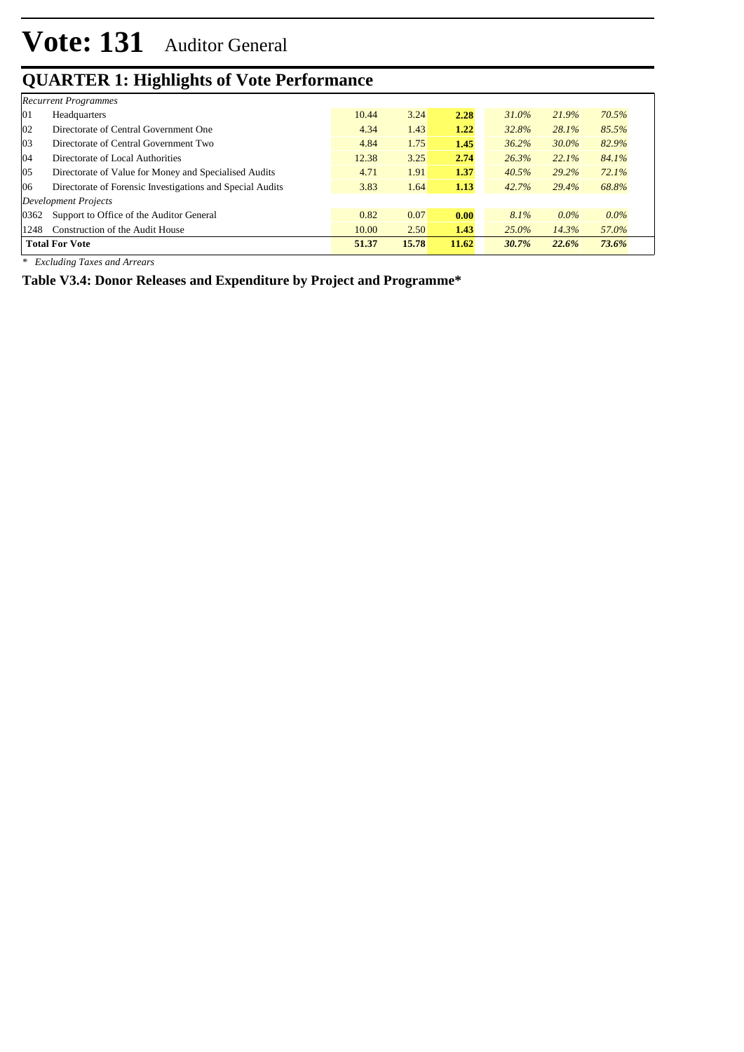# Vote: 131 Auditor General

## QUARTER 1: Highlights of Vote Performance

| | | | | | | | |
|---|---|---|---|---|---|---|---|
| *Recurrent Programmes* | | | | | | | |
| 01 | Headquarters | 10.44 | 3.24 | **2.28** | *31.0%* | *21.9%* | *70.5%* |
| 02 | Directorate of Central Government One | 4.34 | 1.43 | **1.22** | *32.8%* | *28.1%* | *85.5%* |
| 03 | Directorate of Central Government Two | 4.84 | 1.75 | **1.45** | *36.2%* | *30.0%* | *82.9%* |
| 04 | Directorate of Local Authorities | 12.38 | 3.25 | **2.74** | *26.3%* | *22.1%* | *84.1%* |
| 05 | Directorate of Value for Money and Specialised Audits | 4.71 | 1.91 | **1.37** | *40.5%* | *29.2%* | *72.1%* |
| 06 | Directorate of Forensic Investigations and Special Audits | 3.83 | 1.64 | **1.13** | *42.7%* | *29.4%* | *68.8%* |
| *Development Projects* | | | | | | | |
| 0362 | Support to Office of the Auditor General | 0.82 | 0.07 | **0.00** | *8.1%* | *0.0%* | *0.0%* |
| 1248 | Construction of the Audit House | 10.00 | 2.50 | **1.43** | *25.0%* | *14.3%* | *57.0%* |
| **Total For Vote** | | **51.37** | **15.78** | **11.62** | ***30.7%*** | ***22.6%*** | ***73.6%*** |

*\* Excluding Taxes and Arrears*

**Table V3.4: Donor Releases and Expenditure by Project and Programme\***